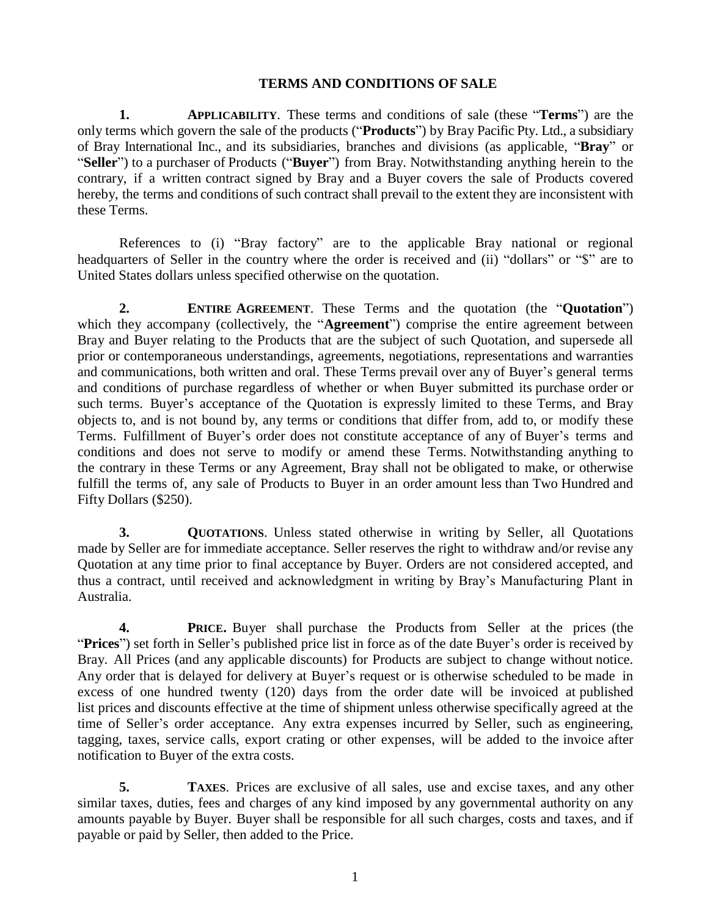# TERMS AND CONDITIONS OF SALE

**1. APPLICABILITY**. These terms and conditions of sale (these "**Terms**") are the only terms which govern the sale of the products ("**Products**") by Bray Pacific Pty. Ltd., a subsidiary of Bray International Inc., and its subsidiaries, branches and divisions (as applicable, "**Bray**" or "**Seller**") to a purchaser of Products ("**Buyer**") from Bray. Notwithstanding anything herein to the contrary, if a written contract signed by Bray and a Buyer covers the sale of Products covered hereby, the terms and conditions of such contract shall prevail to the extent they are inconsistent with these Terms.

References to (i) "Bray factory" are to the applicable Bray national or regional headquarters of Seller in the country where the order is received and (ii) "dollars" or "$" are to United States dollars unless specified otherwise on the quotation.

**2. ENTIRE AGREEMENT**. These Terms and the quotation (the "**Quotation**") which they accompany (collectively, the "**Agreement**") comprise the entire agreement between Bray and Buyer relating to the Products that are the subject of such Quotation, and supersede all prior or contemporaneous understandings, agreements, negotiations, representations and warranties and communications, both written and oral. These Terms prevail over any of Buyer's general terms and conditions of purchase regardless of whether or when Buyer submitted its purchase order or such terms. Buyer's acceptance of the Quotation is expressly limited to these Terms, and Bray objects to, and is not bound by, any terms or conditions that differ from, add to, or modify these Terms. Fulfillment of Buyer's order does not constitute acceptance of any of Buyer's terms and conditions and does not serve to modify or amend these Terms. Notwithstanding anything to the contrary in these Terms or any Agreement, Bray shall not be obligated to make, or otherwise fulfill the terms of, any sale of Products to Buyer in an order amount less than Two Hundred and Fifty Dollars ($250).

**3. QUOTATIONS**. Unless stated otherwise in writing by Seller, all Quotations made by Seller are for immediate acceptance. Seller reserves the right to withdraw and/or revise any Quotation at any time prior to final acceptance by Buyer. Orders are not considered accepted, and thus a contract, until received and acknowledgment in writing by Bray's Manufacturing Plant in Australia.

**4. PRICE.** Buyer shall purchase the Products from Seller at the prices (the "**Prices**") set forth in Seller's published price list in force as of the date Buyer's order is received by Bray. All Prices (and any applicable discounts) for Products are subject to change without notice. Any order that is delayed for delivery at Buyer's request or is otherwise scheduled to be made in excess of one hundred twenty (120) days from the order date will be invoiced at published list prices and discounts effective at the time of shipment unless otherwise specifically agreed at the time of Seller's order acceptance. Any extra expenses incurred by Seller, such as engineering, tagging, taxes, service calls, export crating or other expenses, will be added to the invoice after notification to Buyer of the extra costs.

**5. TAXES**. Prices are exclusive of all sales, use and excise taxes, and any other similar taxes, duties, fees and charges of any kind imposed by any governmental authority on any amounts payable by Buyer. Buyer shall be responsible for all such charges, costs and taxes, and if payable or paid by Seller, then added to the Price.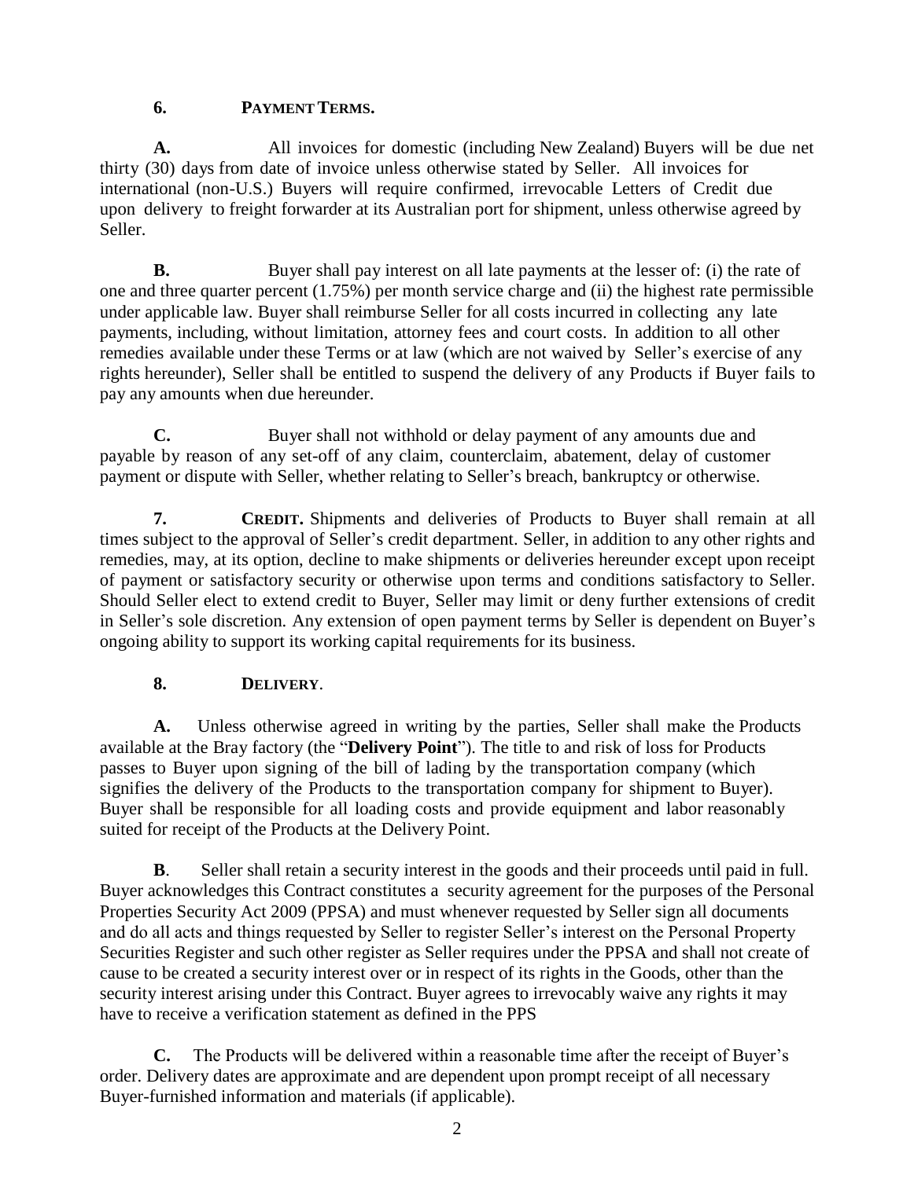**6. PAYMENT TERMS.**

**A.** All invoices for domestic (including New Zealand) Buyers will be due net thirty (30) days from date of invoice unless otherwise stated by Seller. All invoices for international (non-U.S.) Buyers will require confirmed, irrevocable Letters of Credit due upon delivery to freight forwarder at its Australian port for shipment, unless otherwise agreed by Seller.

**B.** Buyer shall pay interest on all late payments at the lesser of: (i) the rate of one and three quarter percent (1.75%) per month service charge and (ii) the highest rate permissible under applicable law. Buyer shall reimburse Seller for all costs incurred in collecting any late payments, including, without limitation, attorney fees and court costs. In addition to all other remedies available under these Terms or at law (which are not waived by Seller's exercise of any rights hereunder), Seller shall be entitled to suspend the delivery of any Products if Buyer fails to pay any amounts when due hereunder.

**C.** Buyer shall not withhold or delay payment of any amounts due and payable by reason of any set-off of any claim, counterclaim, abatement, delay of customer payment or dispute with Seller, whether relating to Seller's breach, bankruptcy or otherwise.

**7. CREDIT.** Shipments and deliveries of Products to Buyer shall remain at all times subject to the approval of Seller's credit department. Seller, in addition to any other rights and remedies, may, at its option, decline to make shipments or deliveries hereunder except upon receipt of payment or satisfactory security or otherwise upon terms and conditions satisfactory to Seller. Should Seller elect to extend credit to Buyer, Seller may limit or deny further extensions of credit in Seller's sole discretion. Any extension of open payment terms by Seller is dependent on Buyer's ongoing ability to support its working capital requirements for its business.

**8. DELIVERY.**

**A.** Unless otherwise agreed in writing by the parties, Seller shall make the Products available at the Bray factory (the "**Delivery Point**"). The title to and risk of loss for Products passes to Buyer upon signing of the bill of lading by the transportation company (which signifies the delivery of the Products to the transportation company for shipment to Buyer). Buyer shall be responsible for all loading costs and provide equipment and labor reasonably suited for receipt of the Products at the Delivery Point.

**B**. Seller shall retain a security interest in the goods and their proceeds until paid in full. Buyer acknowledges this Contract constitutes a security agreement for the purposes of the Personal Properties Security Act 2009 (PPSA) and must whenever requested by Seller sign all documents and do all acts and things requested by Seller to register Seller's interest on the Personal Property Securities Register and such other register as Seller requires under the PPSA and shall not create of cause to be created a security interest over or in respect of its rights in the Goods, other than the security interest arising under this Contract. Buyer agrees to irrevocably waive any rights it may have to receive a verification statement as defined in the PPS

**C.** The Products will be delivered within a reasonable time after the receipt of Buyer's order. Delivery dates are approximate and are dependent upon prompt receipt of all necessary Buyer-furnished information and materials (if applicable).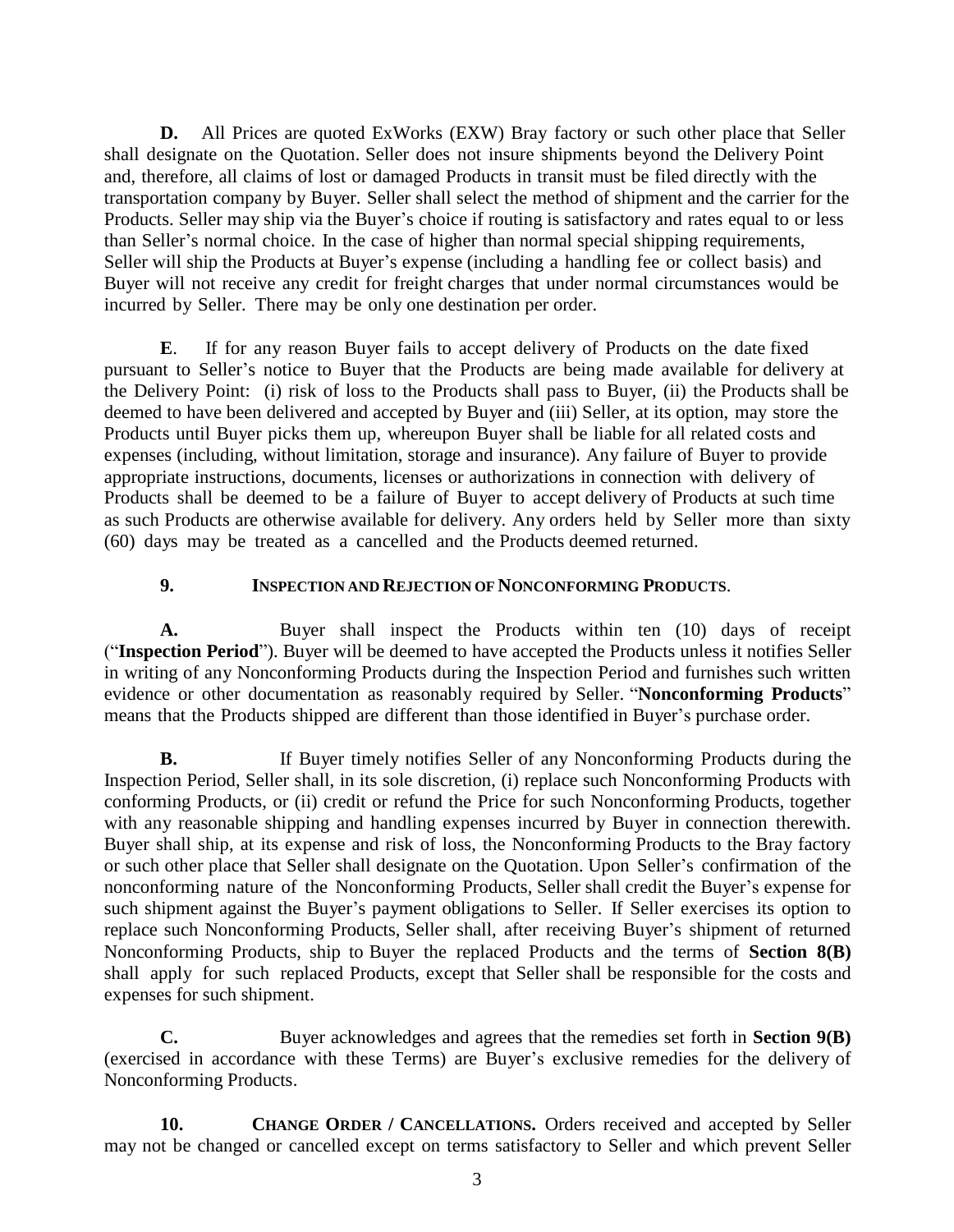**D.** All Prices are quoted ExWorks (EXW) Bray factory or such other place that Seller shall designate on the Quotation. Seller does not insure shipments beyond the Delivery Point and, therefore, all claims of lost or damaged Products in transit must be filed directly with the transportation company by Buyer. Seller shall select the method of shipment and the carrier for the Products. Seller may ship via the Buyer's choice if routing is satisfactory and rates equal to or less than Seller's normal choice. In the case of higher than normal special shipping requirements, Seller will ship the Products at Buyer's expense (including a handling fee or collect basis) and Buyer will not receive any credit for freight charges that under normal circumstances would be incurred by Seller. There may be only one destination per order.

**E**. If for any reason Buyer fails to accept delivery of Products on the date fixed pursuant to Seller's notice to Buyer that the Products are being made available for delivery at the Delivery Point: (i) risk of loss to the Products shall pass to Buyer, (ii) the Products shall be deemed to have been delivered and accepted by Buyer and (iii) Seller, at its option, may store the Products until Buyer picks them up, whereupon Buyer shall be liable for all related costs and expenses (including, without limitation, storage and insurance). Any failure of Buyer to provide appropriate instructions, documents, licenses or authorizations in connection with delivery of Products shall be deemed to be a failure of Buyer to accept delivery of Products at such time as such Products are otherwise available for delivery. Any orders held by Seller more than sixty (60) days may be treated as a cancelled and the Products deemed returned.

**9. INSPECTION AND REJECTION OF NONCONFORMING PRODUCTS**.

**A.** Buyer shall inspect the Products within ten (10) days of receipt ("**Inspection Period**"). Buyer will be deemed to have accepted the Products unless it notifies Seller in writing of any Nonconforming Products during the Inspection Period and furnishes such written evidence or other documentation as reasonably required by Seller. "**Nonconforming Products**" means that the Products shipped are different than those identified in Buyer's purchase order.

**B.** If Buyer timely notifies Seller of any Nonconforming Products during the Inspection Period, Seller shall, in its sole discretion, (i) replace such Nonconforming Products with conforming Products, or (ii) credit or refund the Price for such Nonconforming Products, together with any reasonable shipping and handling expenses incurred by Buyer in connection therewith. Buyer shall ship, at its expense and risk of loss, the Nonconforming Products to the Bray factory or such other place that Seller shall designate on the Quotation. Upon Seller's confirmation of the nonconforming nature of the Nonconforming Products, Seller shall credit the Buyer's expense for such shipment against the Buyer's payment obligations to Seller. If Seller exercises its option to replace such Nonconforming Products, Seller shall, after receiving Buyer's shipment of returned Nonconforming Products, ship to Buyer the replaced Products and the terms of **Section 8(B)** shall apply for such replaced Products, except that Seller shall be responsible for the costs and expenses for such shipment.

**C.** Buyer acknowledges and agrees that the remedies set forth in **Section 9(B)** (exercised in accordance with these Terms) are Buyer's exclusive remedies for the delivery of Nonconforming Products.

**10. CHANGE ORDER / CANCELLATIONS.** Orders received and accepted by Seller may not be changed or cancelled except on terms satisfactory to Seller and which prevent Seller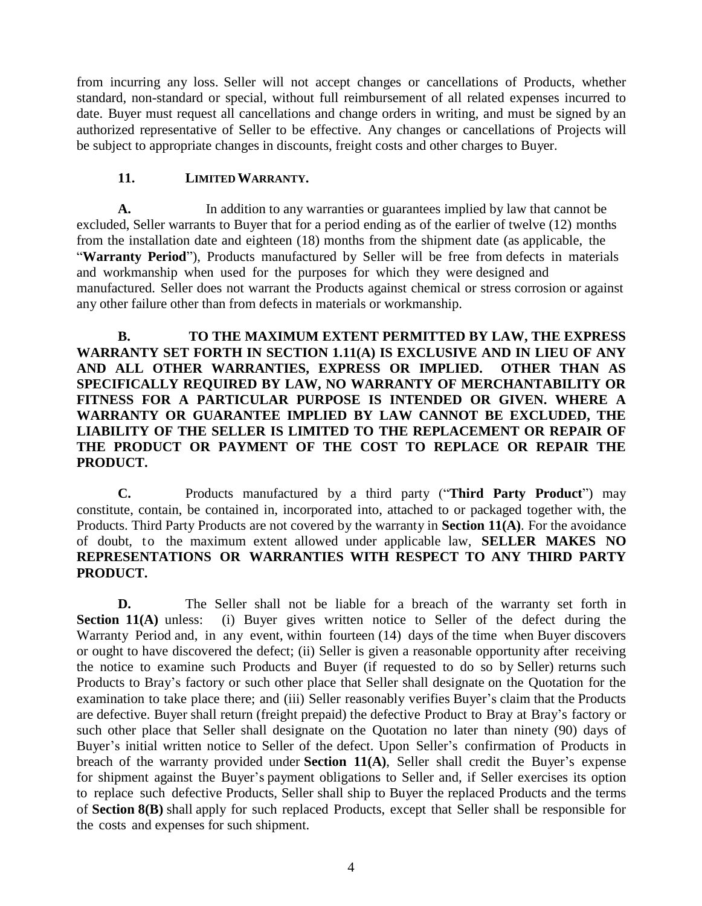from incurring any loss. Seller will not accept changes or cancellations of Products, whether standard, non-standard or special, without full reimbursement of all related expenses incurred to date. Buyer must request all cancellations and change orders in writing, and must be signed by an authorized representative of Seller to be effective. Any changes or cancellations of Projects will be subject to appropriate changes in discounts, freight costs and other charges to Buyer.

**11. LIMITED WARRANTY.**

**A.** In addition to any warranties or guarantees implied by law that cannot be excluded, Seller warrants to Buyer that for a period ending as of the earlier of twelve (12) months from the installation date and eighteen (18) months from the shipment date (as applicable, the "**Warranty Period**"), Products manufactured by Seller will be free from defects in materials and workmanship when used for the purposes for which they were designed and manufactured. Seller does not warrant the Products against chemical or stress corrosion or against any other failure other than from defects in materials or workmanship.

**B. TO THE MAXIMUM EXTENT PERMITTED BY LAW, THE EXPRESS WARRANTY SET FORTH IN SECTION 1.11(A) IS EXCLUSIVE AND IN LIEU OF ANY AND ALL OTHER WARRANTIES, EXPRESS OR IMPLIED. OTHER THAN AS SPECIFICALLY REQUIRED BY LAW, NO WARRANTY OF MERCHANTABILITY OR FITNESS FOR A PARTICULAR PURPOSE IS INTENDED OR GIVEN. WHERE A WARRANTY OR GUARANTEE IMPLIED BY LAW CANNOT BE EXCLUDED, THE LIABILITY OF THE SELLER IS LIMITED TO THE REPLACEMENT OR REPAIR OF THE PRODUCT OR PAYMENT OF THE COST TO REPLACE OR REPAIR THE PRODUCT.**

**C.** Products manufactured by a third party ("**Third Party Product**") may constitute, contain, be contained in, incorporated into, attached to or packaged together with, the Products. Third Party Products are not covered by the warranty in **Section 11(A)**. For the avoidance of doubt, to the maximum extent allowed under applicable law, **SELLER MAKES NO REPRESENTATIONS OR WARRANTIES WITH RESPECT TO ANY THIRD PARTY PRODUCT.**

**D.** The Seller shall not be liable for a breach of the warranty set forth in **Section 11(A)** unless: (i) Buyer gives written notice to Seller of the defect during the Warranty Period and, in any event, within fourteen (14) days of the time when Buyer discovers or ought to have discovered the defect; (ii) Seller is given a reasonable opportunity after receiving the notice to examine such Products and Buyer (if requested to do so by Seller) returns such Products to Bray's factory or such other place that Seller shall designate on the Quotation for the examination to take place there; and (iii) Seller reasonably verifies Buyer's claim that the Products are defective. Buyer shall return (freight prepaid) the defective Product to Bray at Bray's factory or such other place that Seller shall designate on the Quotation no later than ninety (90) days of Buyer's initial written notice to Seller of the defect. Upon Seller's confirmation of Products in breach of the warranty provided under **Section 11(A)**, Seller shall credit the Buyer's expense for shipment against the Buyer's payment obligations to Seller and, if Seller exercises its option to replace such defective Products, Seller shall ship to Buyer the replaced Products and the terms of **Section 8(B)** shall apply for such replaced Products, except that Seller shall be responsible for the costs and expenses for such shipment.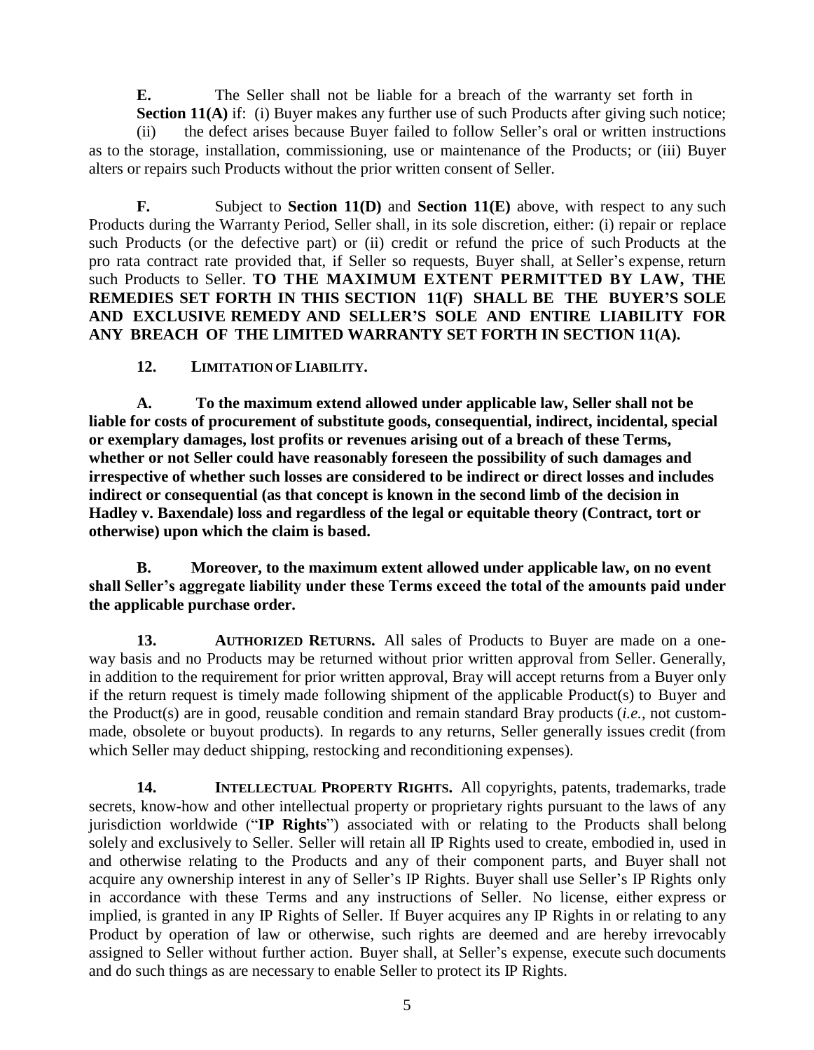**E.** The Seller shall not be liable for a breach of the warranty set forth in **Section 11(A)** if: (i) Buyer makes any further use of such Products after giving such notice; (ii) the defect arises because Buyer failed to follow Seller's oral or written instructions as to the storage, installation, commissioning, use or maintenance of the Products; or (iii) Buyer alters or repairs such Products without the prior written consent of Seller.

**F.** Subject to **Section 11(D)** and **Section 11(E)** above, with respect to any such Products during the Warranty Period, Seller shall, in its sole discretion, either: (i) repair or replace such Products (or the defective part) or (ii) credit or refund the price of such Products at the pro rata contract rate provided that, if Seller so requests, Buyer shall, at Seller's expense, return such Products to Seller. **TO THE MAXIMUM EXTENT PERMITTED BY LAW, THE REMEDIES SET FORTH IN THIS SECTION 11(F) SHALL BE THE BUYER'S SOLE AND EXCLUSIVE REMEDY AND SELLER'S SOLE AND ENTIRE LIABILITY FOR ANY BREACH OF THE LIMITED WARRANTY SET FORTH IN SECTION 11(A).**

**12. LIMITATION OF LIABILITY.**

**A. To the maximum extend allowed under applicable law, Seller shall not be liable for costs of procurement of substitute goods, consequential, indirect, incidental, special or exemplary damages, lost profits or revenues arising out of a breach of these Terms, whether or not Seller could have reasonably foreseen the possibility of such damages and irrespective of whether such losses are considered to be indirect or direct losses and includes indirect or consequential (as that concept is known in the second limb of the decision in Hadley v. Baxendale) loss and regardless of the legal or equitable theory (Contract, tort or otherwise) upon which the claim is based.**

**B. Moreover, to the maximum extent allowed under applicable law, on no event shall Seller's aggregate liability under these Terms exceed the total of the amounts paid under the applicable purchase order.**

**13. AUTHORIZED RETURNS.** All sales of Products to Buyer are made on a one-way basis and no Products may be returned without prior written approval from Seller. Generally, in addition to the requirement for prior written approval, Bray will accept returns from a Buyer only if the return request is timely made following shipment of the applicable Product(s) to Buyer and the Product(s) are in good, reusable condition and remain standard Bray products (*i.e.*, not custom-made, obsolete or buyout products). In regards to any returns, Seller generally issues credit (from which Seller may deduct shipping, restocking and reconditioning expenses).

**14. INTELLECTUAL PROPERTY RIGHTS.** All copyrights, patents, trademarks, trade secrets, know-how and other intellectual property or proprietary rights pursuant to the laws of any jurisdiction worldwide ("**IP Rights**") associated with or relating to the Products shall belong solely and exclusively to Seller. Seller will retain all IP Rights used to create, embodied in, used in and otherwise relating to the Products and any of their component parts, and Buyer shall not acquire any ownership interest in any of Seller's IP Rights. Buyer shall use Seller's IP Rights only in accordance with these Terms and any instructions of Seller. No license, either express or implied, is granted in any IP Rights of Seller. If Buyer acquires any IP Rights in or relating to any Product by operation of law or otherwise, such rights are deemed and are hereby irrevocably assigned to Seller without further action. Buyer shall, at Seller's expense, execute such documents and do such things as are necessary to enable Seller to protect its IP Rights.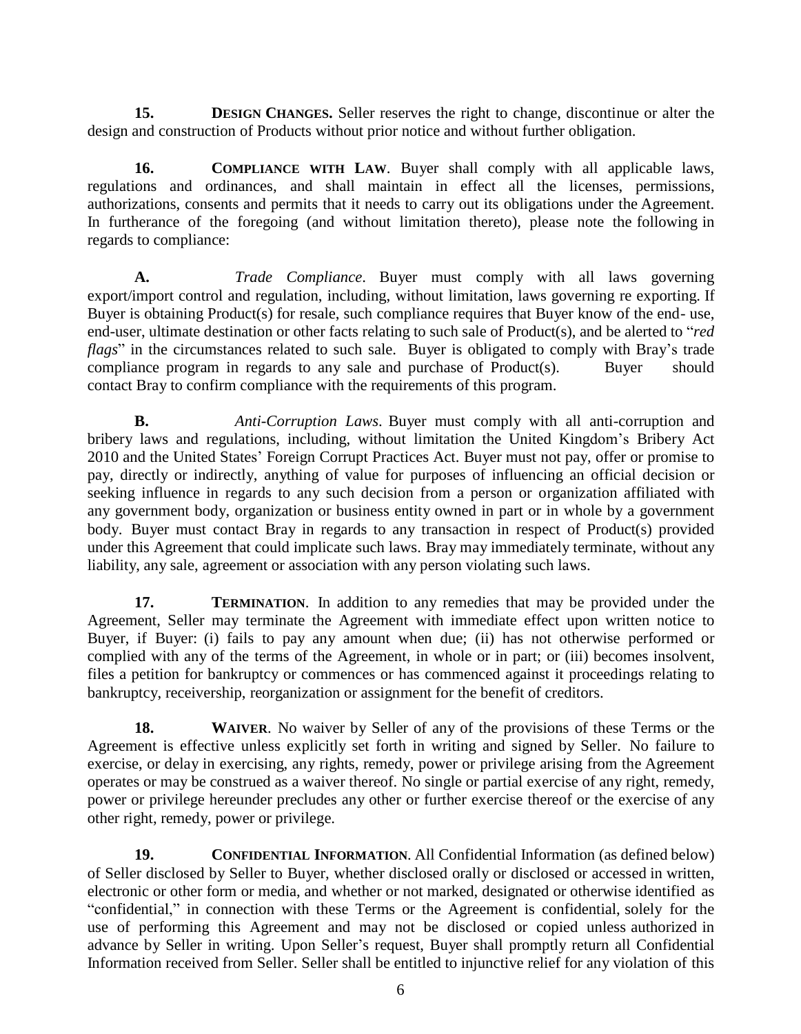**15. DESIGN CHANGES.** Seller reserves the right to change, discontinue or alter the design and construction of Products without prior notice and without further obligation.

**16. COMPLIANCE WITH LAW**. Buyer shall comply with all applicable laws, regulations and ordinances, and shall maintain in effect all the licenses, permissions, authorizations, consents and permits that it needs to carry out its obligations under the Agreement. In furtherance of the foregoing (and without limitation thereto), please note the following in regards to compliance:

**A.** *Trade Compliance*. Buyer must comply with all laws governing export/import control and regulation, including, without limitation, laws governing re exporting. If Buyer is obtaining Product(s) for resale, such compliance requires that Buyer know of the end- use, end-user, ultimate destination or other facts relating to such sale of Product(s), and be alerted to "*red flags*" in the circumstances related to such sale. Buyer is obligated to comply with Bray's trade compliance program in regards to any sale and purchase of Product(s). Buyer should contact Bray to confirm compliance with the requirements of this program.

**B.** *Anti-Corruption Laws*. Buyer must comply with all anti-corruption and bribery laws and regulations, including, without limitation the United Kingdom's Bribery Act 2010 and the United States' Foreign Corrupt Practices Act. Buyer must not pay, offer or promise to pay, directly or indirectly, anything of value for purposes of influencing an official decision or seeking influence in regards to any such decision from a person or organization affiliated with any government body, organization or business entity owned in part or in whole by a government body. Buyer must contact Bray in regards to any transaction in respect of Product(s) provided under this Agreement that could implicate such laws. Bray may immediately terminate, without any liability, any sale, agreement or association with any person violating such laws.

**17. TERMINATION**. In addition to any remedies that may be provided under the Agreement, Seller may terminate the Agreement with immediate effect upon written notice to Buyer, if Buyer: (i) fails to pay any amount when due; (ii) has not otherwise performed or complied with any of the terms of the Agreement, in whole or in part; or (iii) becomes insolvent, files a petition for bankruptcy or commences or has commenced against it proceedings relating to bankruptcy, receivership, reorganization or assignment for the benefit of creditors.

**18. WAIVER**. No waiver by Seller of any of the provisions of these Terms or the Agreement is effective unless explicitly set forth in writing and signed by Seller. No failure to exercise, or delay in exercising, any rights, remedy, power or privilege arising from the Agreement operates or may be construed as a waiver thereof. No single or partial exercise of any right, remedy, power or privilege hereunder precludes any other or further exercise thereof or the exercise of any other right, remedy, power or privilege.

**19. CONFIDENTIAL INFORMATION**. All Confidential Information (as defined below) of Seller disclosed by Seller to Buyer, whether disclosed orally or disclosed or accessed in written, electronic or other form or media, and whether or not marked, designated or otherwise identified as "confidential," in connection with these Terms or the Agreement is confidential, solely for the use of performing this Agreement and may not be disclosed or copied unless authorized in advance by Seller in writing. Upon Seller's request, Buyer shall promptly return all Confidential Information received from Seller. Seller shall be entitled to injunctive relief for any violation of this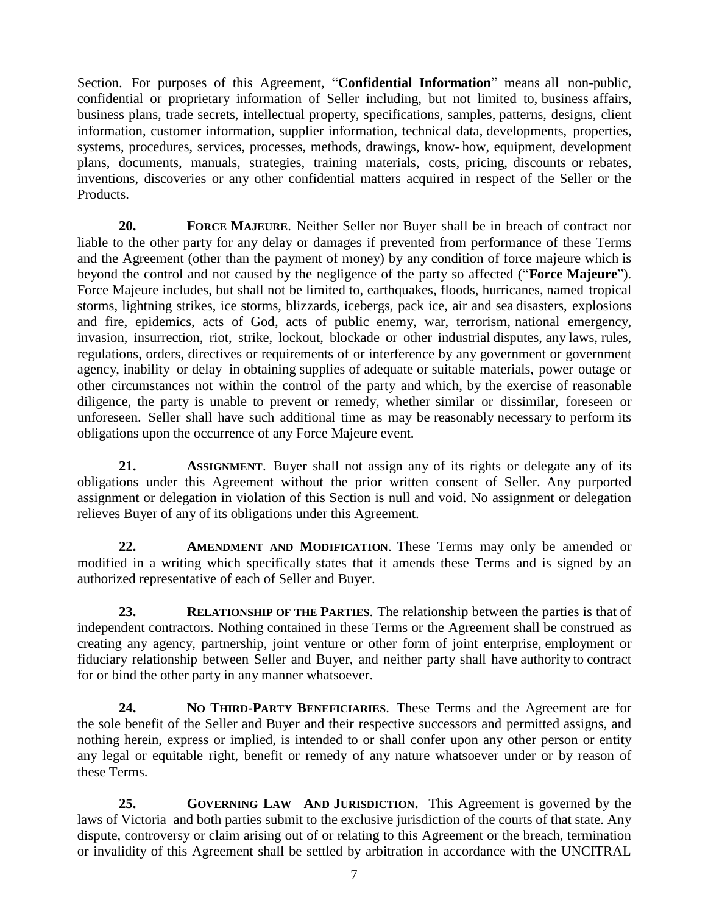Section. For purposes of this Agreement, "**Confidential Information**" means all non-public, confidential or proprietary information of Seller including, but not limited to, business affairs, business plans, trade secrets, intellectual property, specifications, samples, patterns, designs, client information, customer information, supplier information, technical data, developments, properties, systems, procedures, services, processes, methods, drawings, know- how, equipment, development plans, documents, manuals, strategies, training materials, costs, pricing, discounts or rebates, inventions, discoveries or any other confidential matters acquired in respect of the Seller or the Products.

**20. FORCE MAJEURE**. Neither Seller nor Buyer shall be in breach of contract nor liable to the other party for any delay or damages if prevented from performance of these Terms and the Agreement (other than the payment of money) by any condition of force majeure which is beyond the control and not caused by the negligence of the party so affected ("**Force Majeure**"). Force Majeure includes, but shall not be limited to, earthquakes, floods, hurricanes, named tropical storms, lightning strikes, ice storms, blizzards, icebergs, pack ice, air and sea disasters, explosions and fire, epidemics, acts of God, acts of public enemy, war, terrorism, national emergency, invasion, insurrection, riot, strike, lockout, blockade or other industrial disputes, any laws, rules, regulations, orders, directives or requirements of or interference by any government or government agency, inability or delay in obtaining supplies of adequate or suitable materials, power outage or other circumstances not within the control of the party and which, by the exercise of reasonable diligence, the party is unable to prevent or remedy, whether similar or dissimilar, foreseen or unforeseen. Seller shall have such additional time as may be reasonably necessary to perform its obligations upon the occurrence of any Force Majeure event.

**21. ASSIGNMENT**. Buyer shall not assign any of its rights or delegate any of its obligations under this Agreement without the prior written consent of Seller. Any purported assignment or delegation in violation of this Section is null and void. No assignment or delegation relieves Buyer of any of its obligations under this Agreement.

**22. AMENDMENT AND MODIFICATION**. These Terms may only be amended or modified in a writing which specifically states that it amends these Terms and is signed by an authorized representative of each of Seller and Buyer.

**23. RELATIONSHIP OF THE PARTIES**. The relationship between the parties is that of independent contractors. Nothing contained in these Terms or the Agreement shall be construed as creating any agency, partnership, joint venture or other form of joint enterprise, employment or fiduciary relationship between Seller and Buyer, and neither party shall have authority to contract for or bind the other party in any manner whatsoever.

**24. NO THIRD-PARTY BENEFICIARIES**. These Terms and the Agreement are for the sole benefit of the Seller and Buyer and their respective successors and permitted assigns, and nothing herein, express or implied, is intended to or shall confer upon any other person or entity any legal or equitable right, benefit or remedy of any nature whatsoever under or by reason of these Terms.

**25. GOVERNING LAW AND JURISDICTION.** This Agreement is governed by the laws of Victoria and both parties submit to the exclusive jurisdiction of the courts of that state. Any dispute, controversy or claim arising out of or relating to this Agreement or the breach, termination or invalidity of this Agreement shall be settled by arbitration in accordance with the UNCITRAL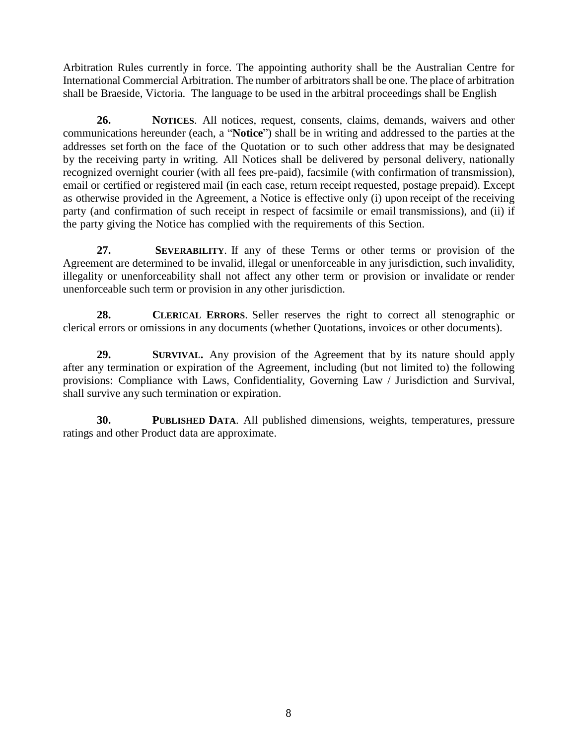Arbitration Rules currently in force. The appointing authority shall be the Australian Centre for International Commercial Arbitration. The number of arbitrators shall be one. The place of arbitration shall be Braeside, Victoria. The language to be used in the arbitral proceedings shall be English

**26. NOTICES**. All notices, request, consents, claims, demands, waivers and other communications hereunder (each, a "**Notice**") shall be in writing and addressed to the parties at the addresses set forth on the face of the Quotation or to such other address that may be designated by the receiving party in writing. All Notices shall be delivered by personal delivery, nationally recognized overnight courier (with all fees pre-paid), facsimile (with confirmation of transmission), email or certified or registered mail (in each case, return receipt requested, postage prepaid). Except as otherwise provided in the Agreement, a Notice is effective only (i) upon receipt of the receiving party (and confirmation of such receipt in respect of facsimile or email transmissions), and (ii) if the party giving the Notice has complied with the requirements of this Section.

**27. SEVERABILITY**. If any of these Terms or other terms or provision of the Agreement are determined to be invalid, illegal or unenforceable in any jurisdiction, such invalidity, illegality or unenforceability shall not affect any other term or provision or invalidate or render unenforceable such term or provision in any other jurisdiction.

**28. CLERICAL ERRORS**. Seller reserves the right to correct all stenographic or clerical errors or omissions in any documents (whether Quotations, invoices or other documents).

**29. SURVIVAL.** Any provision of the Agreement that by its nature should apply after any termination or expiration of the Agreement, including (but not limited to) the following provisions: Compliance with Laws, Confidentiality, Governing Law / Jurisdiction and Survival, shall survive any such termination or expiration.

**30. PUBLISHED DATA**. All published dimensions, weights, temperatures, pressure ratings and other Product data are approximate.